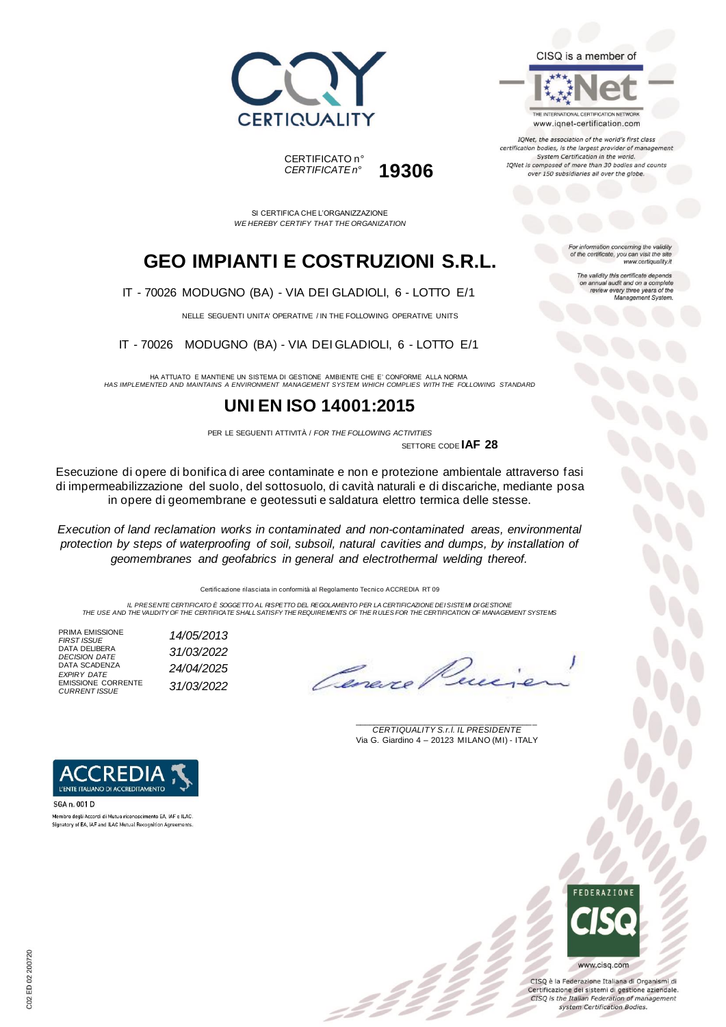CERTIQUALITY

CERTIFICATO n°
*CERTIFICATE n°* **19306**

CISQ is a member of

IQNet

THE INTERNATIONAL CERTIFICATION NETWORK
www.iqnet-certification.com

*IQNet, the association of the world's first class certification bodies, is the largest provider of management System Certification in the world. IQNet is composed of more than 30 bodies and counts over 150 subsidiaries all over the globe.*

SI CERTIFICA CHE L'ORGANIZZAZIONE
*WE HEREBY CERTIFY THAT THE ORGANIZATION*

# GEO IMPIANTI E COSTRUZIONI S.R.L.

IT - 70026 MODUGNO (BA) - VIA DEI GLADIOLI, 6 - LOTTO E/1

NELLE SEGUENTI UNITA' OPERATIVE / IN THE FOLLOWING OPERATIVE UNITS

IT - 70026 MODUGNO (BA) - VIA DEI GLADIOLI, 6 - LOTTO E/1

*For information concerning the validity of the certificate, you can visit the site www.certiquality.it*

*The validity this certificate depends on annual audit and on a complete review every three years of the Management System.*

HA ATTUATO E MANTIENE UN SISTEMA DI GESTIONE AMBIENTE CHE E' CONFORME ALLA NORMA
*HAS IMPLEMENTED AND MAINTAINS A ENVIRONMENT MANAGEMENT SYSTEM WHICH COMPLIES WITH THE FOLLOWING STANDARD*

# UNI EN ISO 14001:2015

PER LE SEGUENTI ATTIVITÀ / *FOR THE FOLLOWING ACTIVITIES*

SETTORE CODE **IAF 28**

Esecuzione di opere di bonifica di aree contaminate e non e protezione ambientale attraverso fasi di impermeabilizzazione del suolo, del sottosuolo, di cavità naturali e di discariche, mediante posa in opere di geomembrane e geotessuti e saldatura elettro termica delle stesse.

*Execution of land reclamation works in contaminated and non-contaminated areas, environmental protection by steps of waterproofing of soil, subsoil, natural cavities and dumps, by installation of geomembranes and geofabrics in general and electrothermal welding thereof.*

Certificazione rilasciata in conformità al Regolamento Tecnico ACCREDIA RT 09

*IL PRESENTE CERTIFICATO È SOGGETTO AL RISPETTO DEL REGOLAMENTO PER LA CERTIFICAZIONE DEI SISTEMI DI GESTIONE*
*THE USE AND THE VALIDITY OF THE CERTIFICATE SHALL SATISFY THE REQUIREMENTS OF THE RULES FOR THE CERTIFICATION OF MANAGEMENT SYSTEMS*

| | |
|---|---|
| PRIMA EMISSIONE *FIRST ISSUE* | *14/05/2013* |
| DATA DELIBERA *DECISION DATE* | *31/03/2022* |
| DATA SCADENZA *EXPIRY DATE* | *24/04/2025* |
| EMISSIONE CORRENTE *CURRENT ISSUE* | *31/03/2022* |

*CERTIQUALITY S.r.l. IL PRESIDENTE*
Via G. Giardino 4 – 20123 MILANO (MI) - ITALY

ACCREDIA
L'ENTE ITALIANO DI ACCREDITAMENTO

SGA n. 001 D

Membro degli Accordi di Mutuo riconoscimento EA, IAF e ILAC.
Signatory of EA, IAF and ILAC Mutual Recognition Agreements.

FEDERAZIONE CISQ

www.cisq.com

CISQ è la Federazione Italiana di Organismi di Certificazione dei sistemi di gestione aziendale.
*CISQ is the Italian Federation of management system Certification Bodies.*

C02 ED 02 200720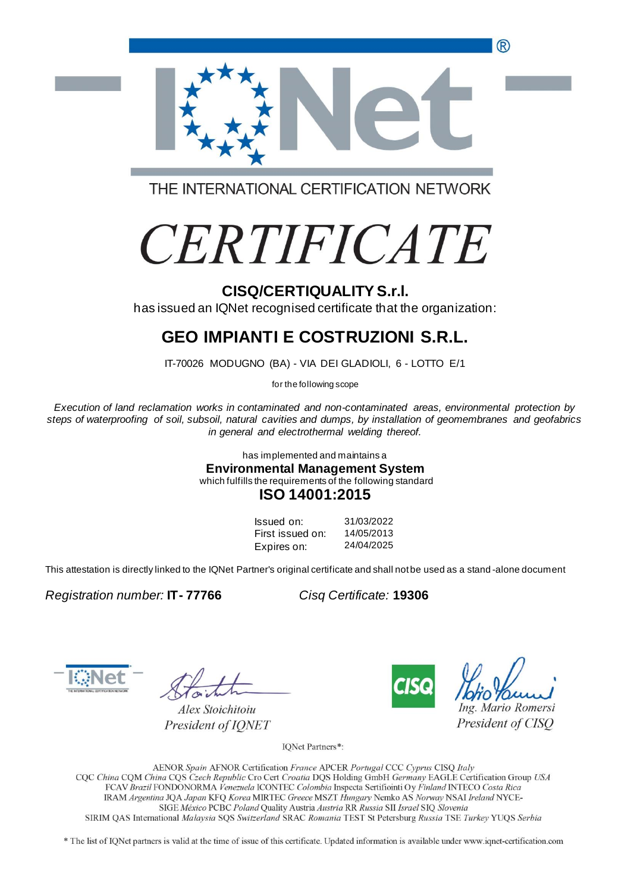THE INTERNATIONAL CERTIFICATION NETWORK

# CERTIFICATE

## CISQ/CERTIQUALITY S.r.l.

has issued an IQNet recognised certificate that the organization:

## GEO IMPIANTI E COSTRUZIONI S.R.L.

IT-70026 MODUGNO (BA) - VIA DEI GLADIOLI, 6 - LOTTO E/1

for the following scope

*Execution of land reclamation works in contaminated and non-contaminated areas, environmental protection by steps of waterproofing of soil, subsoil, natural cavities and dumps, by installation of geomembranes and geofabrics in general and electrothermal welding thereof.*

has implemented and maintains a

**Environmental Management System**

which fulfills the requirements of the following standard

**ISO 14001:2015**

| | |
|---|---|
| Issued on: | 31/03/2022 |
| First issued on: | 14/05/2013 |
| Expires on: | 24/04/2025 |

This attestation is directly linked to the IQNet Partner's original certificate and shall not be used as a stand-alone document

*Registration number:* **IT- 77766** *Cisq Certificate:* **19306**

*Alex Stoichitoiu*
*President of IQNET*

*Ing. Mario Romersi*
*President of CISQ*

IQNet Partners*:

AENOR *Spain* AFNOR Certification *France* APCER *Portugal* CCC *Cyprus* CISQ *Italy*
CQC *China* CQM *China* CQS *Czech Republic* Cro Cert *Croatia* DQS Holding GmbH *Germany* EAGLE Certification Group *USA*
FCAV *Brazil* FONDONORMA *Venezuela* ICONTEC *Colombia* Inspecta Sertifiointi Oy *Finland* INTECO *Costa Rica*
IRAM *Argentina* JQA *Japan* KFQ *Korea* MIRTEC *Greece* MSZT *Hungary* Nemko AS *Norway* NSAI *Ireland* NYCE-SIGE *México* PCBC *Poland* Quality Austria *Austria* RR *Russia* SII *Israel* SIQ *Slovenia*
SIRIM QAS International *Malaysia* SQS *Switzerland* SRAC *Romania* TEST St Petersburg *Russia* TSE *Turkey* YUQS *Serbia*

* The list of IQNet partners is valid at the time of issue of this certificate. Updated information is available under www.iqnet-certification.com